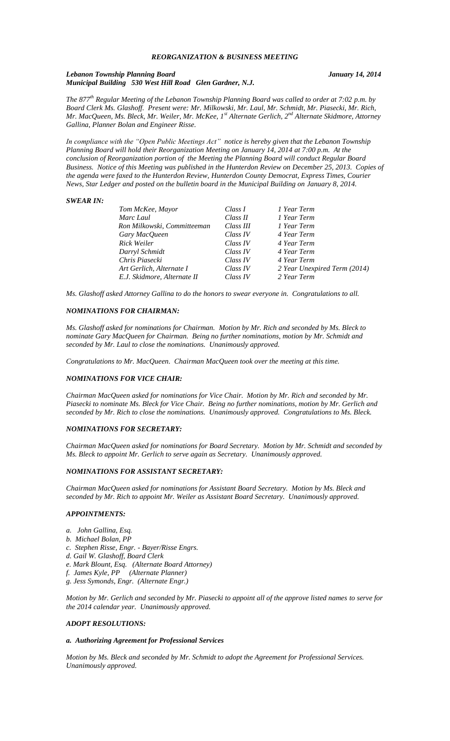# *REORGANIZATION & BUSINESS MEETING*

***Lebanon Township Planning Board*** ***January 14, 2014***
***Municipal Building 530 West Hill Road Glen Gardner, N.J.***

*The 877th Regular Meeting of the Lebanon Township Planning Board was called to order at 7:02 p.m. by Board Clerk Ms. Glashoff. Present were: Mr. Milkowski, Mr. Laul, Mr. Schmidt, Mr. Piasecki, Mr. Rich, Mr. MacQueen, Ms. Bleck, Mr. Weiler, Mr. McKee, 1st Alternate Gerlich, 2nd Alternate Skidmore, Attorney Gallina, Planner Bolan and Engineer Risse.*

*In compliance with the "Open Public Meetings Act" notice is hereby given that the Lebanon Township Planning Board will hold their Reorganization Meeting on January 14, 2014 at 7:00 p.m. At the conclusion of Reorganization portion of the Meeting the Planning Board will conduct Regular Board Business. Notice of this Meeting was published in the Hunterdon Review on December 25, 2013. Copies of the agenda were faxed to the Hunterdon Review, Hunterdon County Democrat, Express Times, Courier News, Star Ledger and posted on the bulletin board in the Municipal Building on January 8, 2014.*

### ***SWEAR IN:***

| | | |
|---|---|---|
| *Tom McKee, Mayor* | *Class I* | *1 Year Term* |
| *Marc Laul* | *Class II* | *1 Year Term* |
| *Ron Milkowski, Committeeman* | *Class III* | *1 Year Term* |
| *Gary MacQueen* | *Class IV* | *4 Year Term* |
| *Rick Weiler* | *Class IV* | *4 Year Term* |
| *Darryl Schmidt* | *Class IV* | *4 Year Term* |
| *Chris Piasecki* | *Class IV* | *4 Year Term* |
| *Art Gerlich, Alternate I* | *Class IV* | *2 Year Unexpired Term (2014)* |
| *E.J. Skidmore, Alternate II* | *Class IV* | *2 Year Term* |

*Ms. Glashoff asked Attorney Gallina to do the honors to swear everyone in. Congratulations to all.*

### ***NOMINATIONS FOR CHAIRMAN:***

*Ms. Glashoff asked for nominations for Chairman. Motion by Mr. Rich and seconded by Ms. Bleck to nominate Gary MacQueen for Chairman. Being no further nominations, motion by Mr. Schmidt and seconded by Mr. Laul to close the nominations. Unanimously approved.*

*Congratulations to Mr. MacQueen. Chairman MacQueen took over the meeting at this time.*

### ***NOMINATIONS FOR VICE CHAIR:***

*Chairman MacQueen asked for nominations for Vice Chair. Motion by Mr. Rich and seconded by Mr. Piasecki to nominate Ms. Bleck for Vice Chair. Being no further nominations, motion by Mr. Gerlich and seconded by Mr. Rich to close the nominations. Unanimously approved. Congratulations to Ms. Bleck.*

### ***NOMINATIONS FOR SECRETARY:***

*Chairman MacQueen asked for nominations for Board Secretary. Motion by Mr. Schmidt and seconded by Ms. Bleck to appoint Mr. Gerlich to serve again as Secretary. Unanimously approved.*

### ***NOMINATIONS FOR ASSISTANT SECRETARY:***

*Chairman MacQueen asked for nominations for Assistant Board Secretary. Motion by Ms. Bleck and seconded by Mr. Rich to appoint Mr. Weiler as Assistant Board Secretary. Unanimously approved.*

### ***APPOINTMENTS:***

*a. John Gallina, Esq.*
*b. Michael Bolan, PP*
*c. Stephen Risse, Engr. - Bayer/Risse Engrs.*
*d. Gail W. Glashoff, Board Clerk*
*e. Mark Blount, Esq. (Alternate Board Attorney)*
*f. James Kyle, PP (Alternate Planner)*
*g. Jess Symonds, Engr. (Alternate Engr.)*

*Motion by Mr. Gerlich and seconded by Mr. Piasecki to appoint all of the approve listed names to serve for the 2014 calendar year. Unanimously approved.*

### ***ADOPT RESOLUTIONS:***

#### ***a. Authorizing Agreement for Professional Services***

*Motion by Ms. Bleck and seconded by Mr. Schmidt to adopt the Agreement for Professional Services. Unanimously approved.*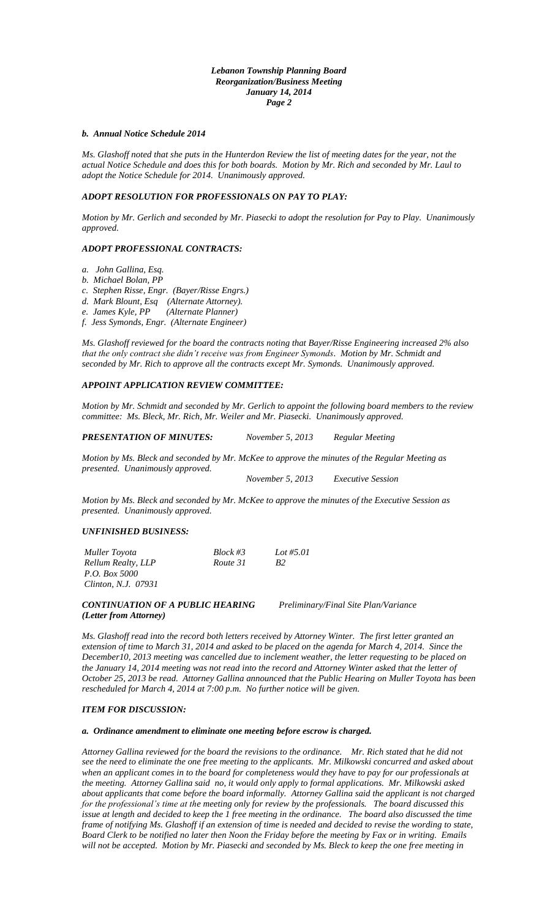### *b. Annual Notice Schedule 2014*

*Ms. Glashoff noted that she puts in the Hunterdon Review the list of meeting dates for the year, not the actual Notice Schedule and does this for both boards. Motion by Mr. Rich and seconded by Mr. Laul to adopt the Notice Schedule for 2014. Unanimously approved.*

### *ADOPT RESOLUTION FOR PROFESSIONALS ON PAY TO PLAY:*

*Motion by Mr. Gerlich and seconded by Mr. Piasecki to adopt the resolution for Pay to Play. Unanimously approved.*

### *ADOPT PROFESSIONAL CONTRACTS:*

*a. John Gallina, Esq.*
*b. Michael Bolan, PP*
*c. Stephen Risse, Engr. (Bayer/Risse Engrs.)*
*d. Mark Blount, Esq (Alternate Attorney).*
*e. James Kyle, PP (Alternate Planner)*
*f. Jess Symonds, Engr. (Alternate Engineer)*

*Ms. Glashoff reviewed for the board the contracts noting that Bayer/Risse Engineering increased 2% also that the only contract she didn't receive was from Engineer Symonds. Motion by Mr. Schmidt and seconded by Mr. Rich to approve all the contracts except Mr. Symonds. Unanimously approved.*

### *APPOINT APPLICATION REVIEW COMMITTEE:*

*Motion by Mr. Schmidt and seconded by Mr. Gerlich to appoint the following board members to the review committee: Ms. Bleck, Mr. Rich, Mr. Weiler and Mr. Piasecki. Unanimously approved.*

***PRESENTATION OF MINUTES:*** *November 5, 2013 Regular Meeting*

*Motion by Ms. Bleck and seconded by Mr. McKee to approve the minutes of the Regular Meeting as presented. Unanimously approved.*

*November 5, 2013 Executive Session*

*Motion by Ms. Bleck and seconded by Mr. McKee to approve the minutes of the Executive Session as presented. Unanimously approved.*

### *UNFINISHED BUSINESS:*

| *Muller Toyota* | *Block #3* | *Lot #5.01* |
|---|---|---|
| *Rellum Realty, LLP* | *Route 31* | *B2* |
| *P.O. Box 5000* | | |
| *Clinton, N.J. 07931* | | |

***CONTINUATION OF A PUBLIC HEARING (Letter from Attorney)*** *Preliminary/Final Site Plan/Variance*

*Ms. Glashoff read into the record both letters received by Attorney Winter. The first letter granted an extension of time to March 31, 2014 and asked to be placed on the agenda for March 4, 2014. Since the December10, 2013 meeting was cancelled due to inclement weather, the letter requesting to be placed on the January 14, 2014 meeting was not read into the record and Attorney Winter asked that the letter of October 25, 2013 be read. Attorney Gallina announced that the Public Hearing on Muller Toyota has been rescheduled for March 4, 2014 at 7:00 p.m. No further notice will be given.*

### *ITEM FOR DISCUSSION:*

#### *a. Ordinance amendment to eliminate one meeting before escrow is charged.*

*Attorney Gallina reviewed for the board the revisions to the ordinance. Mr. Rich stated that he did not see the need to eliminate the one free meeting to the applicants. Mr. Milkowski concurred and asked about when an applicant comes in to the board for completeness would they have to pay for our professionals at the meeting. Attorney Gallina said no, it would only apply to formal applications. Mr. Milkowski asked about applicants that come before the board informally. Attorney Gallina said the applicant is not charged for the professional's time at the meeting only for review by the professionals. The board discussed this issue at length and decided to keep the 1 free meeting in the ordinance. The board also discussed the time frame of notifying Ms. Glashoff if an extension of time is needed and decided to revise the wording to state, Board Clerk to be notified no later then Noon the Friday before the meeting by Fax or in writing. Emails will not be accepted. Motion by Mr. Piasecki and seconded by Ms. Bleck to keep the one free meeting in*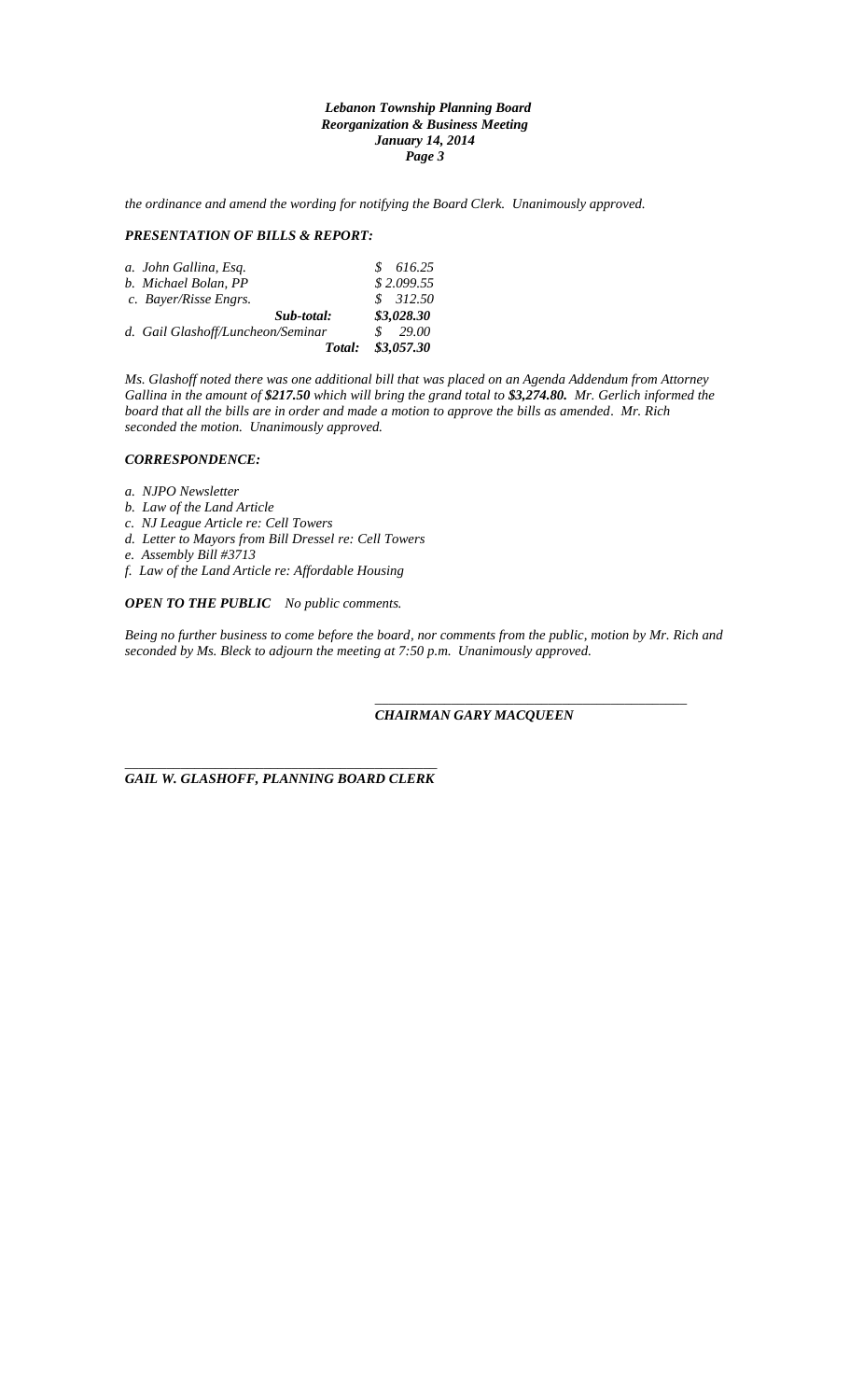*the ordinance and amend the wording for notifying the Board Clerk. Unanimously approved.*

***PRESENTATION OF BILLS & REPORT:***

| | |
|---|---|
| *a. John Gallina, Esq.* | *$ 616.25* |
| *b. Michael Bolan, PP* | *$ 2.099.55* |
| *c. Bayer/Risse Engrs.* | *$ 312.50* |
| ***Sub-total:*** | ***$3,028.30*** |
| *d. Gail Glashoff/Luncheon/Seminar* | *$ 29.00* |
| ***Total:*** | ***$3,057.30*** |

*Ms. Glashoff noted there was one additional bill that was placed on an Agenda Addendum from Attorney Gallina in the amount of **$217.50** which will bring the grand total to **$3,274.80.** Mr. Gerlich informed the board that all the bills are in order and made a motion to approve the bills as amended. Mr. Rich seconded the motion. Unanimously approved.*

***CORRESPONDENCE:***

*a. NJPO Newsletter*
*b. Law of the Land Article*
*c. NJ League Article re: Cell Towers*
*d. Letter to Mayors from Bill Dressel re: Cell Towers*
*e. Assembly Bill #3713*
*f. Law of the Land Article re: Affordable Housing*

***OPEN TO THE PUBLIC*** *No public comments.*

*Being no further business to come before the board, nor comments from the public, motion by Mr. Rich and seconded by Ms. Bleck to adjourn the meeting at 7:50 p.m. Unanimously approved.*

\_\_\_\_\_\_\_\_\_\_\_\_\_\_\_\_\_\_\_\_\_\_\_\_\_\_\_\_\_\_\_\_\_\_\_\_\_\_\_\_\_\_\_\_
***CHAIRMAN GARY MACQUEEN***

\_\_\_\_\_\_\_\_\_\_\_\_\_\_\_\_\_\_\_\_\_\_\_\_\_\_\_\_\_\_\_\_\_\_\_\_\_\_\_\_\_\_\_\_
***GAIL W. GLASHOFF, PLANNING BOARD CLERK***